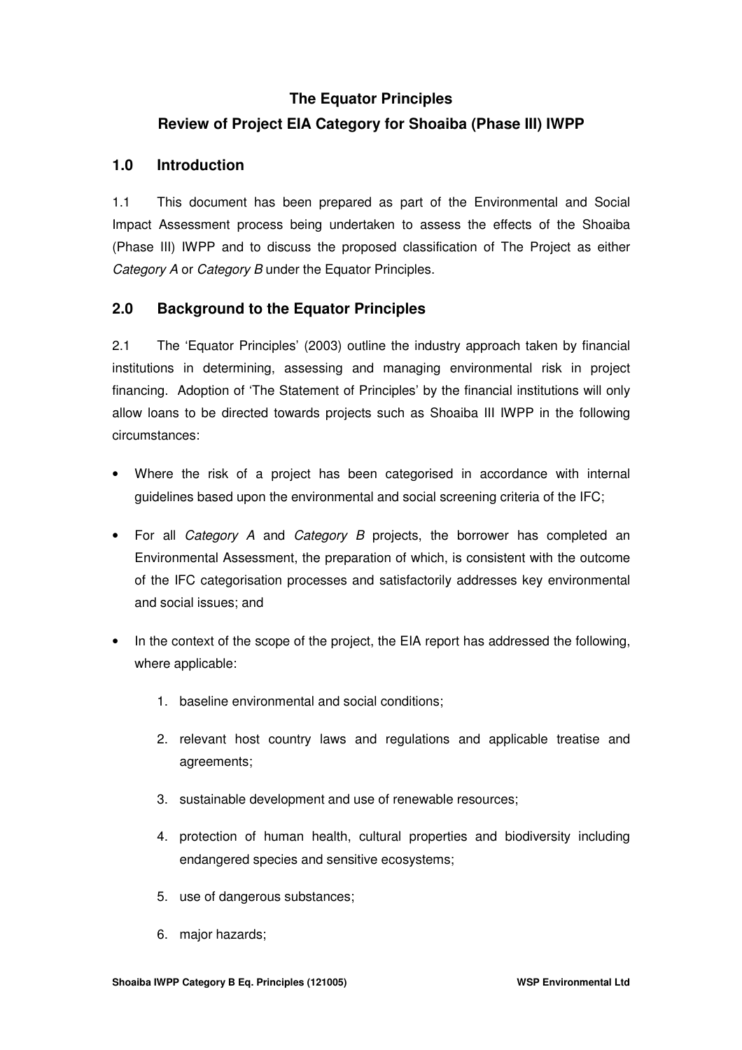# The Equator Principles

## Review of Project EIA Category for Shoaiba (Phase III) IWPP

## 1.0 Introduction

1.1 This document has been prepared as part of the Environmental and Social Impact Assessment process being undertaken to assess the effects of the Shoaiba (Phase III) IWPP and to discuss the proposed classification of The Project as either *Category A* or *Category B* under the Equator Principles.

## 2.0 Background to the Equator Principles

2.1 The 'Equator Principles' (2003) outline the industry approach taken by financial institutions in determining, assessing and managing environmental risk in project financing. Adoption of 'The Statement of Principles' by the financial institutions will only allow loans to be directed towards projects such as Shoaiba III IWPP in the following circumstances:

- Where the risk of a project has been categorised in accordance with internal guidelines based upon the environmental and social screening criteria of the IFC;
- For all *Category A* and *Category B* projects, the borrower has completed an Environmental Assessment, the preparation of which, is consistent with the outcome of the IFC categorisation processes and satisfactorily addresses key environmental and social issues; and
- In the context of the scope of the project, the EIA report has addressed the following, where applicable:
    1. baseline environmental and social conditions;
    2. relevant host country laws and regulations and applicable treatise and agreements;
    3. sustainable development and use of renewable resources;
    4. protection of human health, cultural properties and biodiversity including endangered species and sensitive ecosystems;
    5. use of dangerous substances;
    6. major hazards;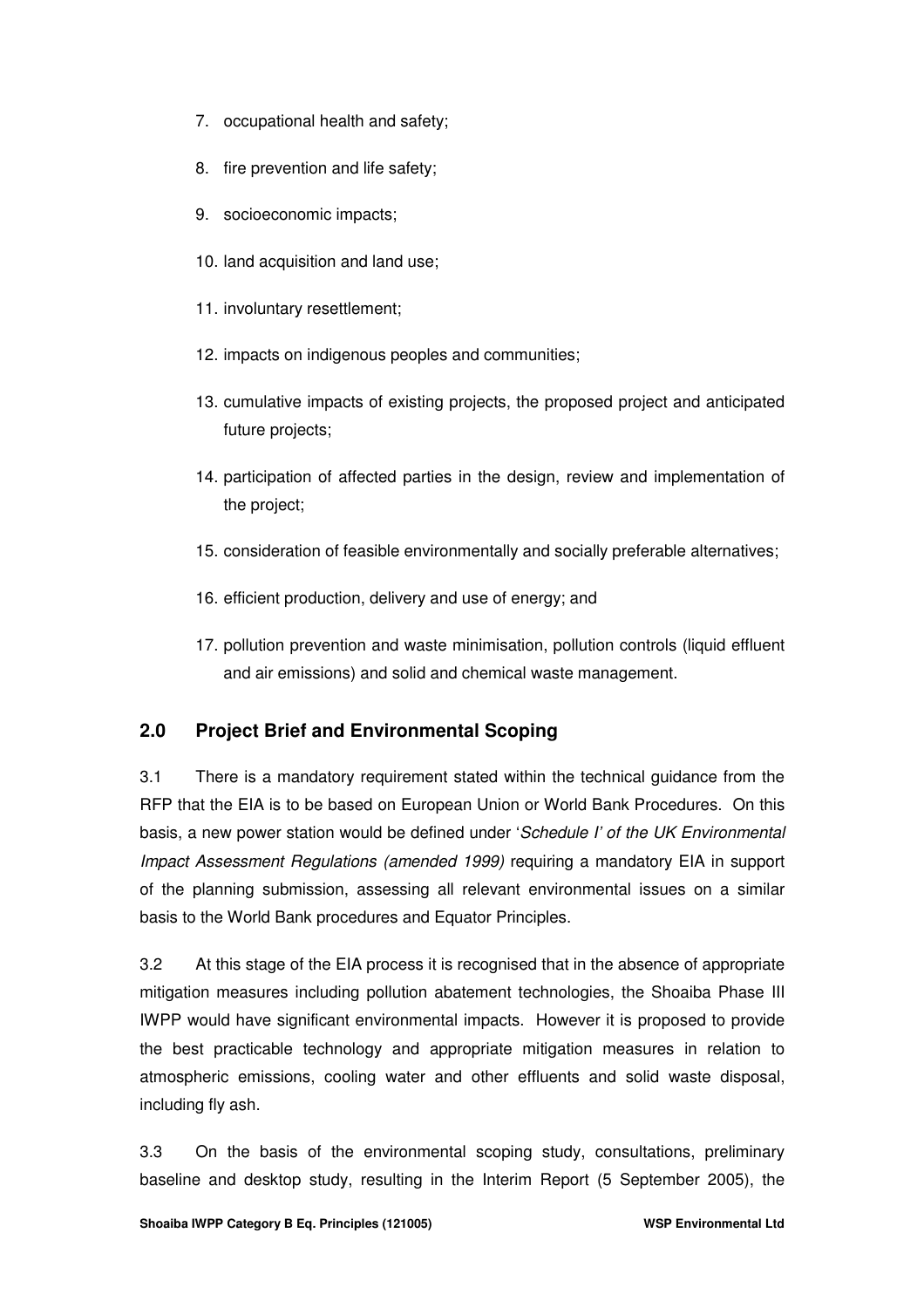7. occupational health and safety;

8. fire prevention and life safety;

9. socioeconomic impacts;

10. land acquisition and land use;

11. involuntary resettlement;

12. impacts on indigenous peoples and communities;

13. cumulative impacts of existing projects, the proposed project and anticipated future projects;

14. participation of affected parties in the design, review and implementation of the project;

15. consideration of feasible environmentally and socially preferable alternatives;

16. efficient production, delivery and use of energy; and

17. pollution prevention and waste minimisation, pollution controls (liquid effluent and air emissions) and solid and chemical waste management.

## 2.0 Project Brief and Environmental Scoping

3.1 There is a mandatory requirement stated within the technical guidance from the RFP that the EIA is to be based on European Union or World Bank Procedures. On this basis, a new power station would be defined under '*Schedule I' of the UK Environmental Impact Assessment Regulations (amended 1999)* requiring a mandatory EIA in support of the planning submission, assessing all relevant environmental issues on a similar basis to the World Bank procedures and Equator Principles.

3.2 At this stage of the EIA process it is recognised that in the absence of appropriate mitigation measures including pollution abatement technologies, the Shoaiba Phase III IWPP would have significant environmental impacts. However it is proposed to provide the best practicable technology and appropriate mitigation measures in relation to atmospheric emissions, cooling water and other effluents and solid waste disposal, including fly ash.

3.3 On the basis of the environmental scoping study, consultations, preliminary baseline and desktop study, resulting in the Interim Report (5 September 2005), the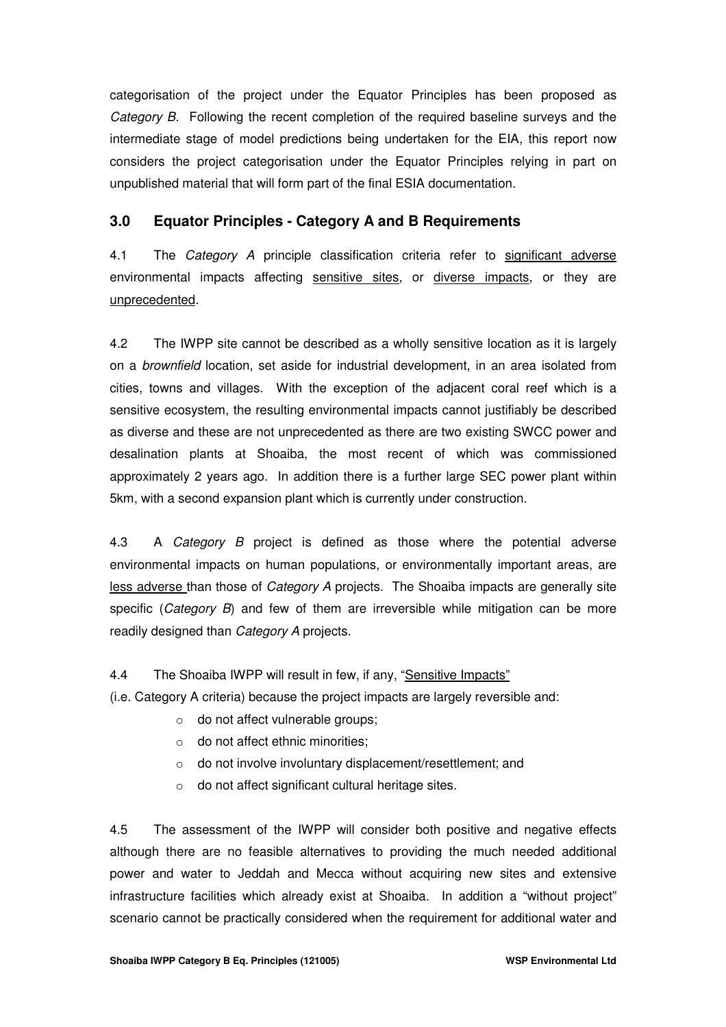categorisation of the project under the Equator Principles has been proposed as *Category B*. Following the recent completion of the required baseline surveys and the intermediate stage of model predictions being undertaken for the EIA, this report now considers the project categorisation under the Equator Principles relying in part on unpublished material that will form part of the final ESIA documentation.

## 3.0 Equator Principles - Category A and B Requirements

4.1 The *Category A* principle classification criteria refer to <u>significant adverse</u> environmental impacts affecting <u>sensitive sites</u>, or <u>diverse impacts</u>, or they are <u>unprecedented</u>.

4.2 The IWPP site cannot be described as a wholly sensitive location as it is largely on a *brownfield* location, set aside for industrial development, in an area isolated from cities, towns and villages. With the exception of the adjacent coral reef which is a sensitive ecosystem, the resulting environmental impacts cannot justifiably be described as diverse and these are not unprecedented as there are two existing SWCC power and desalination plants at Shoaiba, the most recent of which was commissioned approximately 2 years ago. In addition there is a further large SEC power plant within 5km, with a second expansion plant which is currently under construction.

4.3 A *Category B* project is defined as those where the potential adverse environmental impacts on human populations, or environmentally important areas, are <u>less adverse</u> than those of *Category A* projects. The Shoaiba impacts are generally site specific (*Category B*) and few of them are irreversible while mitigation can be more readily designed than *Category A* projects.

4.4 The Shoaiba IWPP will result in few, if any, "<u>Sensitive Impacts</u>" (i.e. Category A criteria) because the project impacts are largely reversible and:

- do not affect vulnerable groups;
- do not affect ethnic minorities;
- do not involve involuntary displacement/resettlement; and
- do not affect significant cultural heritage sites.

4.5 The assessment of the IWPP will consider both positive and negative effects although there are no feasible alternatives to providing the much needed additional power and water to Jeddah and Mecca without acquiring new sites and extensive infrastructure facilities which already exist at Shoaiba. In addition a "without project" scenario cannot be practically considered when the requirement for additional water and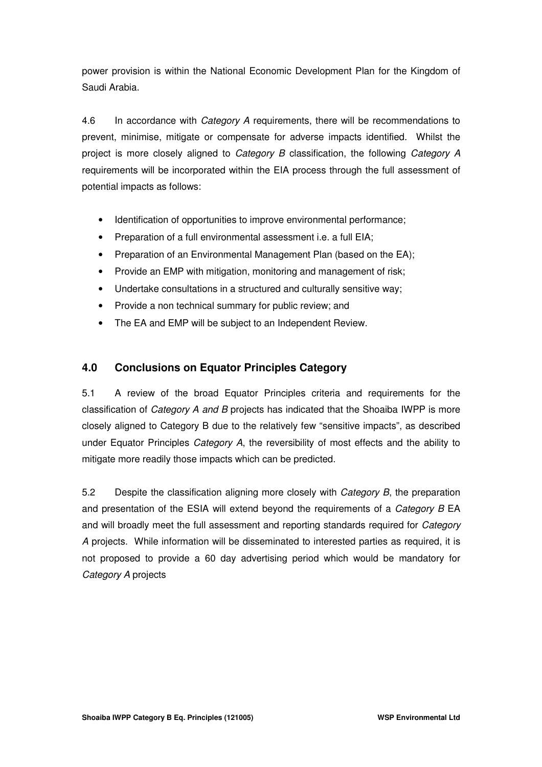power provision is within the National Economic Development Plan for the Kingdom of Saudi Arabia.

4.6 In accordance with *Category A* requirements, there will be recommendations to prevent, minimise, mitigate or compensate for adverse impacts identified. Whilst the project is more closely aligned to *Category B* classification, the following *Category A* requirements will be incorporated within the EIA process through the full assessment of potential impacts as follows:

- Identification of opportunities to improve environmental performance;
- Preparation of a full environmental assessment i.e. a full EIA;
- Preparation of an Environmental Management Plan (based on the EA);
- Provide an EMP with mitigation, monitoring and management of risk;
- Undertake consultations in a structured and culturally sensitive way;
- Provide a non technical summary for public review; and
- The EA and EMP will be subject to an Independent Review.

## 4.0 Conclusions on Equator Principles Category

5.1 A review of the broad Equator Principles criteria and requirements for the classification of *Category A and B* projects has indicated that the Shoaiba IWPP is more closely aligned to Category B due to the relatively few "sensitive impacts", as described under Equator Principles *Category A*, the reversibility of most effects and the ability to mitigate more readily those impacts which can be predicted.

5.2 Despite the classification aligning more closely with *Category B*, the preparation and presentation of the ESIA will extend beyond the requirements of a *Category B* EA and will broadly meet the full assessment and reporting standards required for *Category A* projects. While information will be disseminated to interested parties as required, it is not proposed to provide a 60 day advertising period which would be mandatory for *Category A* projects